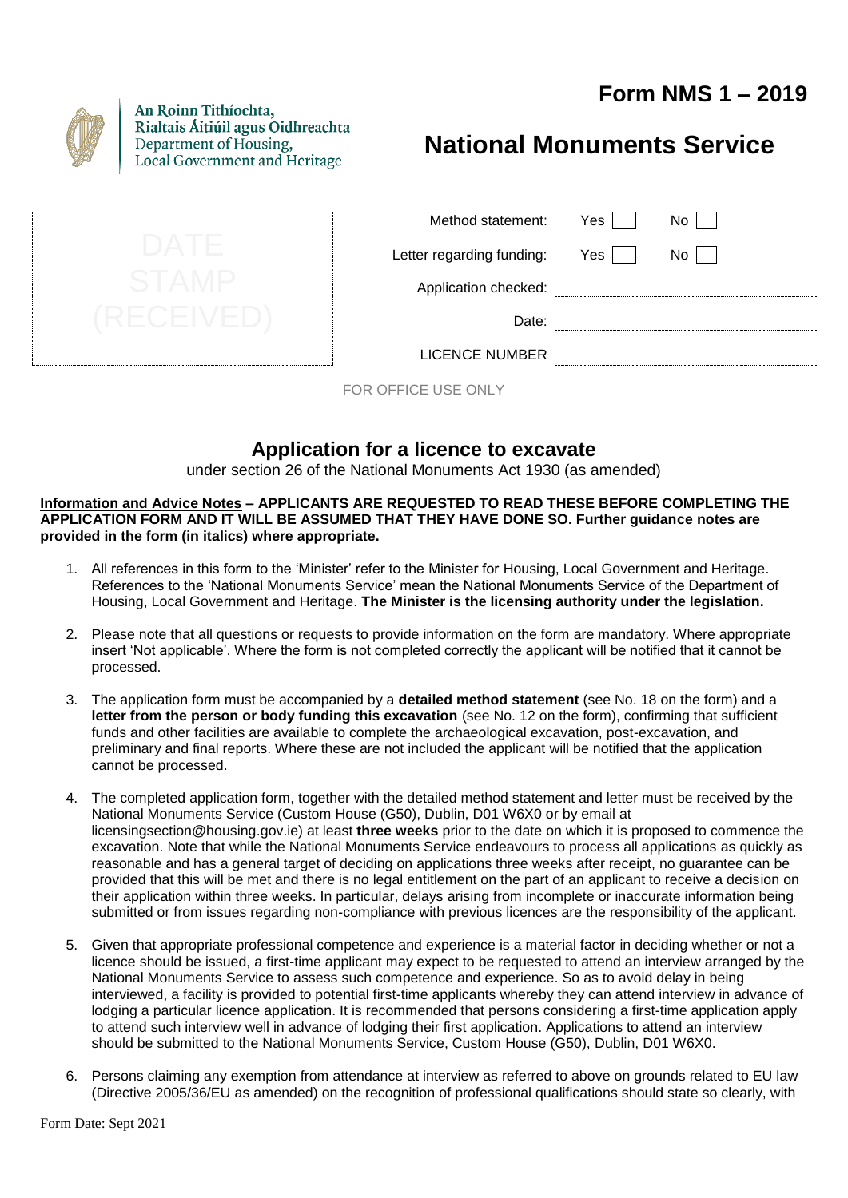# Form NMS 1 – 2019

An Roinn Tithíochta,
Rialtais Áitiúil agus Oidhreachta
Department of Housing,
Local Government and Heritage

# National Monuments Service

DATE STAMP (RECEIVED)

| | | |
|---|---|---|
| Method statement: | Yes ☐ | No ☐ |
| Letter regarding funding: | Yes ☐ | No ☐ |
| Application checked: | | |
| Date: | | |
| LICENCE NUMBER | | |

FOR OFFICE USE ONLY

---

## Application for a licence to excavate

under section 26 of the National Monuments Act 1930 (as amended)

**Information and Advice Notes – APPLICANTS ARE REQUESTED TO READ THESE BEFORE COMPLETING THE APPLICATION FORM AND IT WILL BE ASSUMED THAT THEY HAVE DONE SO. Further guidance notes are provided in the form (in italics) where appropriate.**

1. All references in this form to the 'Minister' refer to the Minister for Housing, Local Government and Heritage. References to the 'National Monuments Service' mean the National Monuments Service of the Department of Housing, Local Government and Heritage. **The Minister is the licensing authority under the legislation.**

2. Please note that all questions or requests to provide information on the form are mandatory. Where appropriate insert 'Not applicable'. Where the form is not completed correctly the applicant will be notified that it cannot be processed.

3. The application form must be accompanied by a **detailed method statement** (see No. 18 on the form) and a **letter from the person or body funding this excavation** (see No. 12 on the form), confirming that sufficient funds and other facilities are available to complete the archaeological excavation, post-excavation, and preliminary and final reports. Where these are not included the applicant will be notified that the application cannot be processed.

4. The completed application form, together with the detailed method statement and letter must be received by the National Monuments Service (Custom House (G50), Dublin, D01 W6X0 or by email at licensingsection@housing.gov.ie) at least **three weeks** prior to the date on which it is proposed to commence the excavation. Note that while the National Monuments Service endeavours to process all applications as quickly as reasonable and has a general target of deciding on applications three weeks after receipt, no guarantee can be provided that this will be met and there is no legal entitlement on the part of an applicant to receive a decision on their application within three weeks. In particular, delays arising from incomplete or inaccurate information being submitted or from issues regarding non-compliance with previous licences are the responsibility of the applicant.

5. Given that appropriate professional competence and experience is a material factor in deciding whether or not a licence should be issued, a first-time applicant may expect to be requested to attend an interview arranged by the National Monuments Service to assess such competence and experience. So as to avoid delay in being interviewed, a facility is provided to potential first-time applicants whereby they can attend interview in advance of lodging a particular licence application. It is recommended that persons considering a first-time application apply to attend such interview well in advance of lodging their first application. Applications to attend an interview should be submitted to the National Monuments Service, Custom House (G50), Dublin, D01 W6X0.

6. Persons claiming any exemption from attendance at interview as referred to above on grounds related to EU law (Directive 2005/36/EU as amended) on the recognition of professional qualifications should state so clearly, with

Form Date: Sept 2021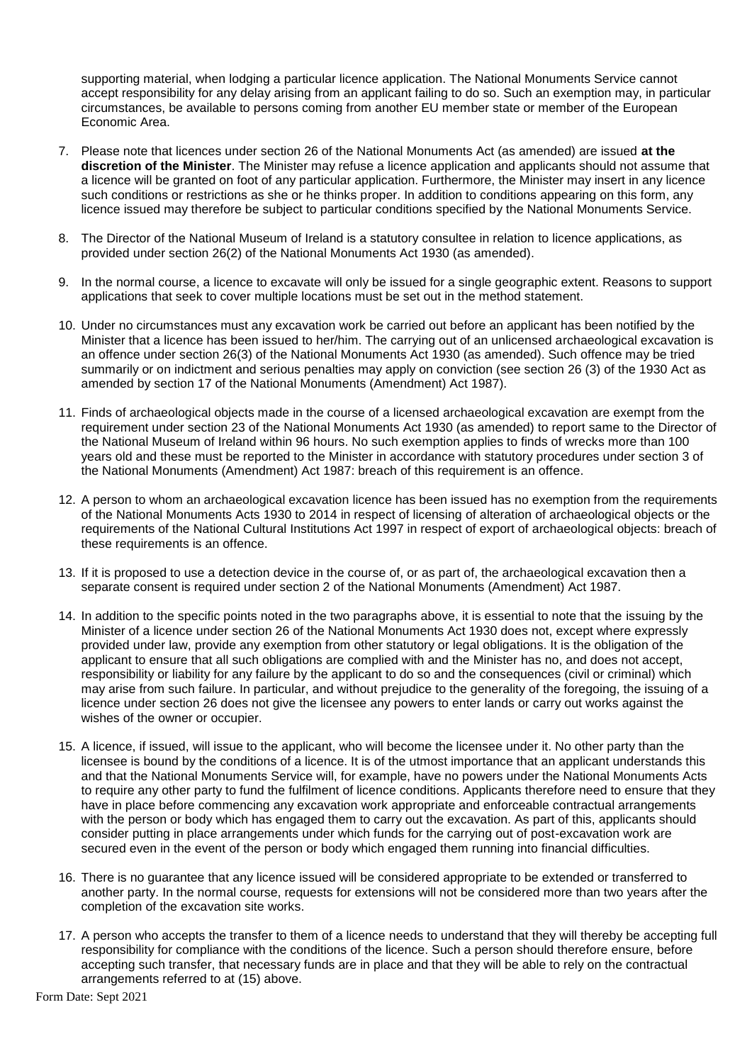supporting material, when lodging a particular licence application. The National Monuments Service cannot accept responsibility for any delay arising from an applicant failing to do so. Such an exemption may, in particular circumstances, be available to persons coming from another EU member state or member of the European Economic Area.

7. Please note that licences under section 26 of the National Monuments Act (as amended) are issued **at the discretion of the Minister**. The Minister may refuse a licence application and applicants should not assume that a licence will be granted on foot of any particular application. Furthermore, the Minister may insert in any licence such conditions or restrictions as she or he thinks proper. In addition to conditions appearing on this form, any licence issued may therefore be subject to particular conditions specified by the National Monuments Service.

8. The Director of the National Museum of Ireland is a statutory consultee in relation to licence applications, as provided under section 26(2) of the National Monuments Act 1930 (as amended).

9. In the normal course, a licence to excavate will only be issued for a single geographic extent. Reasons to support applications that seek to cover multiple locations must be set out in the method statement.

10. Under no circumstances must any excavation work be carried out before an applicant has been notified by the Minister that a licence has been issued to her/him. The carrying out of an unlicensed archaeological excavation is an offence under section 26(3) of the National Monuments Act 1930 (as amended). Such offence may be tried summarily or on indictment and serious penalties may apply on conviction (see section 26 (3) of the 1930 Act as amended by section 17 of the National Monuments (Amendment) Act 1987).

11. Finds of archaeological objects made in the course of a licensed archaeological excavation are exempt from the requirement under section 23 of the National Monuments Act 1930 (as amended) to report same to the Director of the National Museum of Ireland within 96 hours. No such exemption applies to finds of wrecks more than 100 years old and these must be reported to the Minister in accordance with statutory procedures under section 3 of the National Monuments (Amendment) Act 1987: breach of this requirement is an offence.

12. A person to whom an archaeological excavation licence has been issued has no exemption from the requirements of the National Monuments Acts 1930 to 2014 in respect of licensing of alteration of archaeological objects or the requirements of the National Cultural Institutions Act 1997 in respect of export of archaeological objects: breach of these requirements is an offence.

13. If it is proposed to use a detection device in the course of, or as part of, the archaeological excavation then a separate consent is required under section 2 of the National Monuments (Amendment) Act 1987.

14. In addition to the specific points noted in the two paragraphs above, it is essential to note that the issuing by the Minister of a licence under section 26 of the National Monuments Act 1930 does not, except where expressly provided under law, provide any exemption from other statutory or legal obligations. It is the obligation of the applicant to ensure that all such obligations are complied with and the Minister has no, and does not accept, responsibility or liability for any failure by the applicant to do so and the consequences (civil or criminal) which may arise from such failure. In particular, and without prejudice to the generality of the foregoing, the issuing of a licence under section 26 does not give the licensee any powers to enter lands or carry out works against the wishes of the owner or occupier.

15. A licence, if issued, will issue to the applicant, who will become the licensee under it. No other party than the licensee is bound by the conditions of a licence. It is of the utmost importance that an applicant understands this and that the National Monuments Service will, for example, have no powers under the National Monuments Acts to require any other party to fund the fulfilment of licence conditions. Applicants therefore need to ensure that they have in place before commencing any excavation work appropriate and enforceable contractual arrangements with the person or body which has engaged them to carry out the excavation. As part of this, applicants should consider putting in place arrangements under which funds for the carrying out of post-excavation work are secured even in the event of the person or body which engaged them running into financial difficulties.

16. There is no guarantee that any licence issued will be considered appropriate to be extended or transferred to another party. In the normal course, requests for extensions will not be considered more than two years after the completion of the excavation site works.

17. A person who accepts the transfer to them of a licence needs to understand that they will thereby be accepting full responsibility for compliance with the conditions of the licence. Such a person should therefore ensure, before accepting such transfer, that necessary funds are in place and that they will be able to rely on the contractual arrangements referred to at (15) above.

Form Date: Sept 2021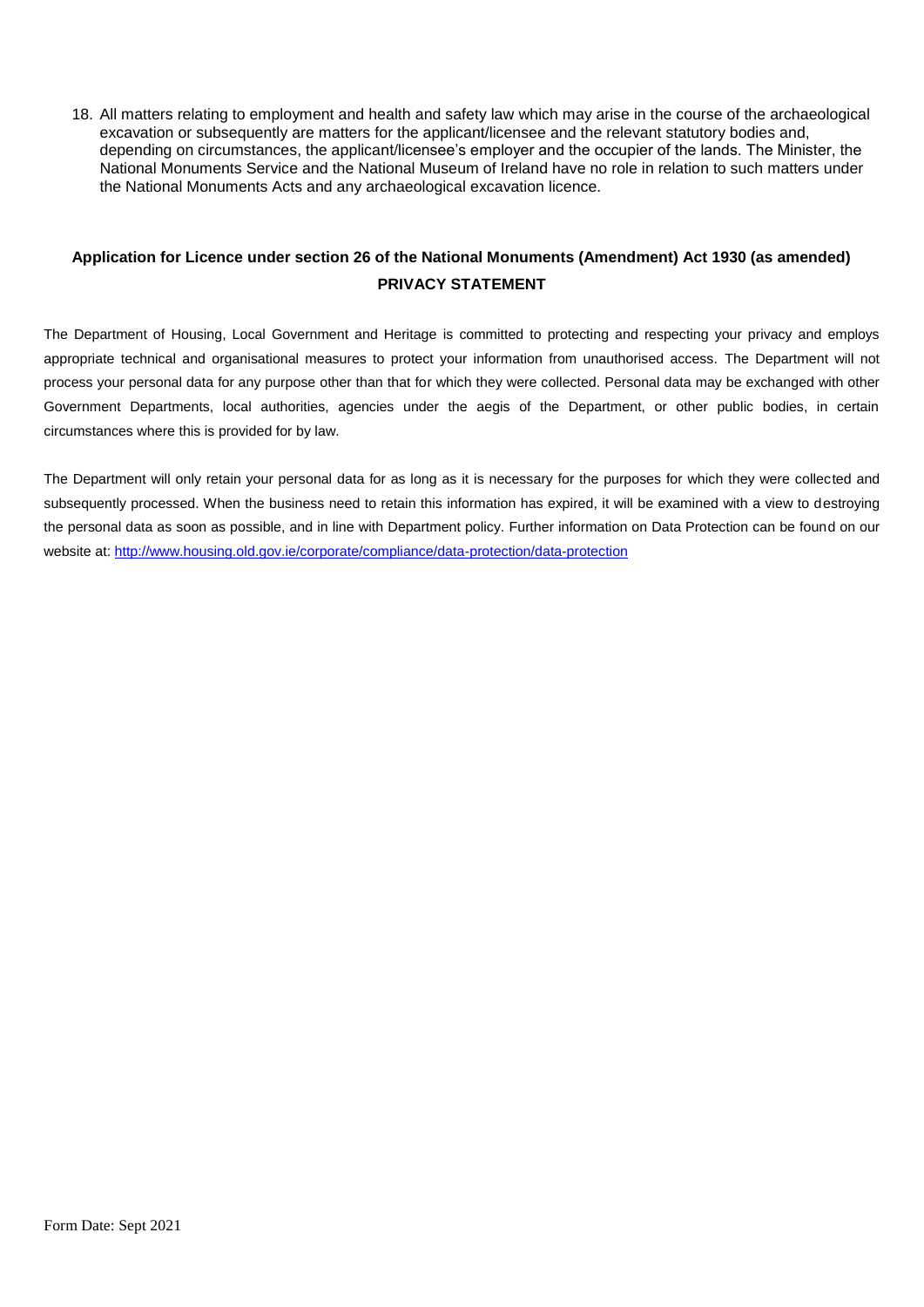18. All matters relating to employment and health and safety law which may arise in the course of the archaeological excavation or subsequently are matters for the applicant/licensee and the relevant statutory bodies and, depending on circumstances, the applicant/licensee's employer and the occupier of the lands. The Minister, the National Monuments Service and the National Museum of Ireland have no role in relation to such matters under the National Monuments Acts and any archaeological excavation licence.

## Application for Licence under section 26 of the National Monuments (Amendment) Act 1930 (as amended)

## PRIVACY STATEMENT

The Department of Housing, Local Government and Heritage is committed to protecting and respecting your privacy and employs appropriate technical and organisational measures to protect your information from unauthorised access. The Department will not process your personal data for any purpose other than that for which they were collected. Personal data may be exchanged with other Government Departments, local authorities, agencies under the aegis of the Department, or other public bodies, in certain circumstances where this is provided for by law.

The Department will only retain your personal data for as long as it is necessary for the purposes for which they were collected and subsequently processed. When the business need to retain this information has expired, it will be examined with a view to destroying the personal data as soon as possible, and in line with Department policy. Further information on Data Protection can be found on our website at: http://www.housing.old.gov.ie/corporate/compliance/data-protection/data-protection

Form Date: Sept 2021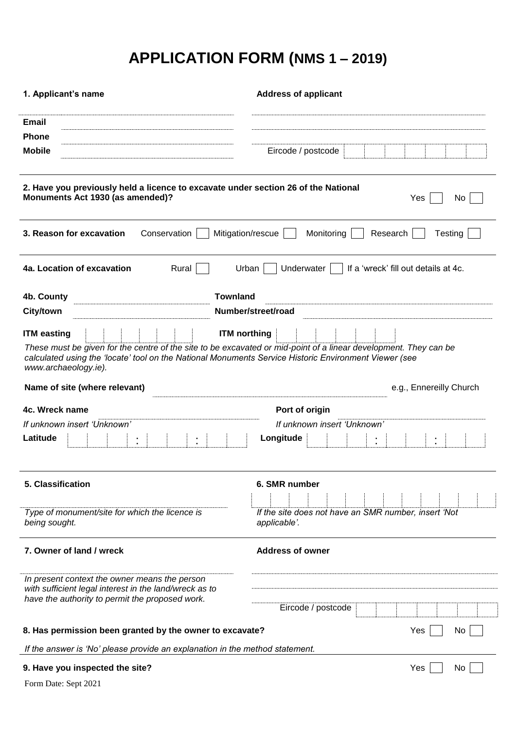# APPLICATION FORM (NMS 1 – 2019)

**1. Applicant's name**

**Address of applicant**

**Email**

**Phone**

**Mobile**

Eircode / postcode

**2. Have you previously held a licence to excavate under section 26 of the National Monuments Act 1930 (as amended)?** Yes ☐ No ☐

**3. Reason for excavation** Conservation ☐ Mitigation/rescue ☐ Monitoring ☐ Research ☐ Testing ☐

**4a. Location of excavation** Rural ☐ Urban ☐ Underwater ☐ If a 'wreck' fill out details at 4c.

**4b. County**

**Townland**

**City/town**

**Number/street/road**

**ITM easting**

**ITM northing**

*These must be given for the centre of the site to be excavated or mid-point of a linear development. They can be calculated using the 'locate' tool on the National Monuments Service Historic Environment Viewer (see www.archaeology.ie).*

**Name of site (where relevant)** e.g., Ennereilly Church

**4c. Wreck name**

*If unknown insert 'Unknown'*

**Port of origin**

*If unknown insert 'Unknown'*

**Latitude** : :

**Longitude** : :

**5. Classification**

*Type of monument/site for which the licence is being sought.*

**6. SMR number**

*If the site does not have an SMR number, insert 'Not applicable'.*

**7. Owner of land / wreck**

*In present context the owner means the person with sufficient legal interest in the land/wreck as to have the authority to permit the proposed work.*

**Address of owner**

Eircode / postcode

**8. Has permission been granted by the owner to excavate?** Yes ☐ No ☐

*If the answer is 'No' please provide an explanation in the method statement.*

**9. Have you inspected the site?** Yes ☐ No ☐

Form Date: Sept 2021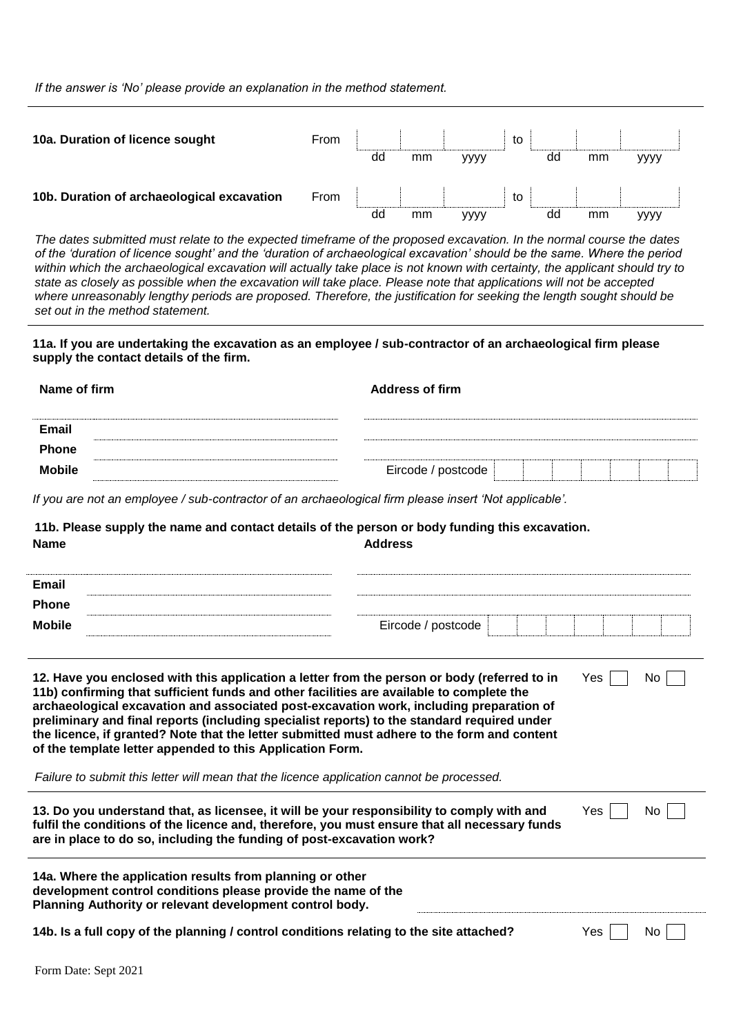*If the answer is 'No' please provide an explanation in the method statement.*

---

**10a. Duration of licence sought** From ___ dd ___ mm ___ yyyy to ___ dd ___ mm ___ yyyy

**10b. Duration of archaeological excavation** From ___ dd ___ mm ___ yyyy to ___ dd ___ mm ___ yyyy

*The dates submitted must relate to the expected timeframe of the proposed excavation. In the normal course the dates of the 'duration of licence sought' and the 'duration of archaeological excavation' should be the same. Where the period within which the archaeological excavation will actually take place is not known with certainty, the applicant should try to state as closely as possible when the excavation will take place. Please note that applications will not be accepted where unreasonably lengthy periods are proposed. Therefore, the justification for seeking the length sought should be set out in the method statement.*

---

**11a. If you are undertaking the excavation as an employee / sub-contractor of an archaeological firm please supply the contact details of the firm.**

**Name of firm** ___

**Address of firm** ___

**Email** ___

**Phone** ___

**Mobile** ___

Eircode / postcode ___

*If you are not an employee / sub-contractor of an archaeological firm please insert 'Not applicable'.*

**11b. Please supply the name and contact details of the person or body funding this excavation.**

**Name** ___

**Address** ___

**Email** ___

**Phone** ___

**Mobile** ___

Eircode / postcode ___

---

**12. Have you enclosed with this application a letter from the person or body (referred to in 11b) confirming that sufficient funds and other facilities are available to complete the archaeological excavation and associated post-excavation work, including preparation of preliminary and final reports (including specialist reports) to the standard required under the licence, if granted? Note that the letter submitted must adhere to the form and content of the template letter appended to this Application Form.** Yes ☐ No ☐

*Failure to submit this letter will mean that the licence application cannot be processed.*

---

**13. Do you understand that, as licensee, it will be your responsibility to comply with and fulfil the conditions of the licence and, therefore, you must ensure that all necessary funds are in place to do so, including the funding of post-excavation work?** Yes ☐ No ☐

---

**14a. Where the application results from planning or other development control conditions please provide the name of the Planning Authority or relevant development control body.** ___

**14b. Is a full copy of the planning / control conditions relating to the site attached?** Yes ☐ No ☐

Form Date: Sept 2021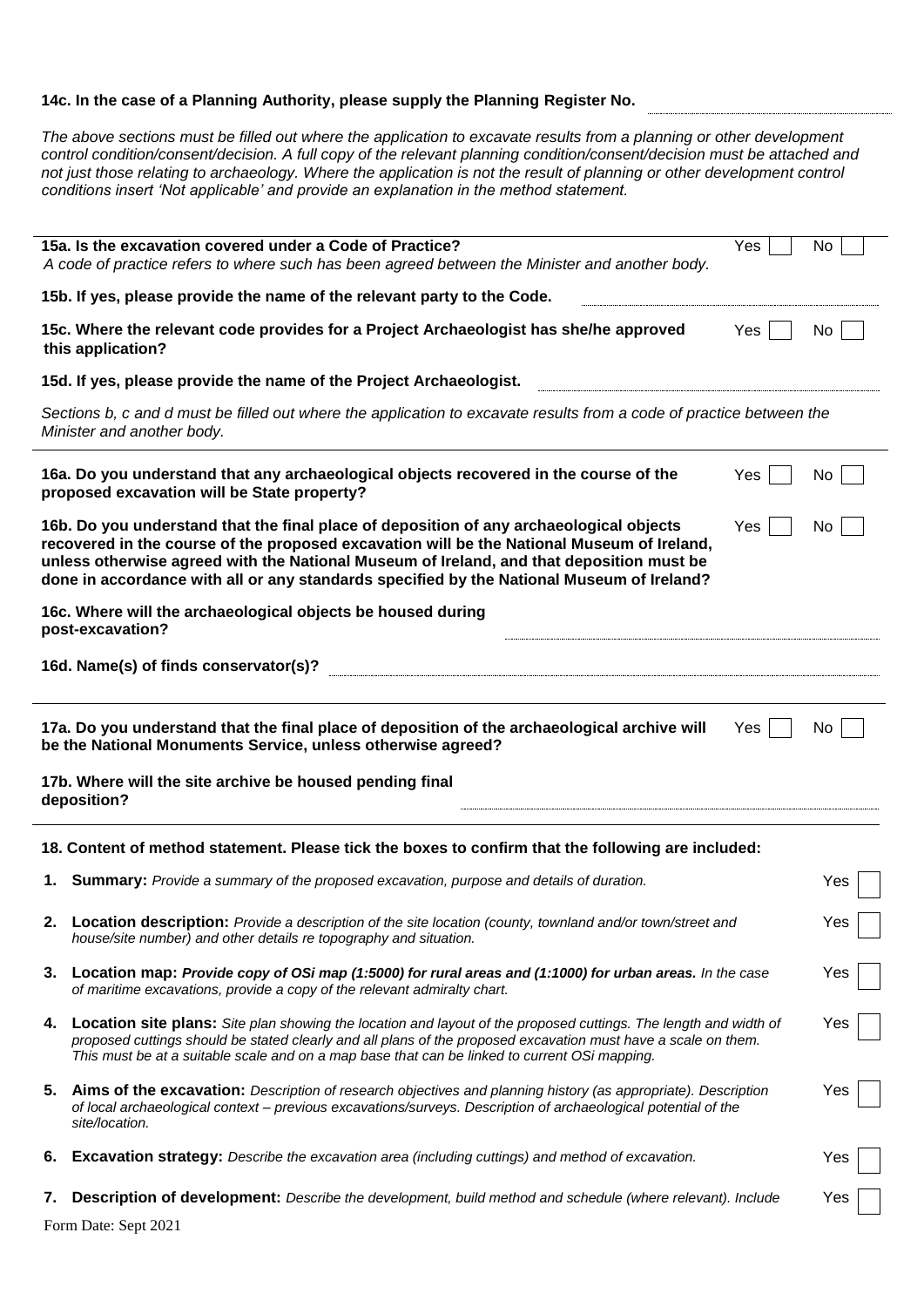**14c. In the case of a Planning Authority, please supply the Planning Register No.** ____________

*The above sections must be filled out where the application to excavate results from a planning or other development control condition/consent/decision. A full copy of the relevant planning condition/consent/decision must be attached and not just those relating to archaeology. Where the application is not the result of planning or other development control conditions insert 'Not applicable' and provide an explanation in the method statement.*

---

**15a. Is the excavation covered under a Code of Practice?** Yes ☐ No ☐
*A code of practice refers to where such has been agreed between the Minister and another body.*

**15b. If yes, please provide the name of the relevant party to the Code.** ____________

**15c. Where the relevant code provides for a Project Archaeologist has she/he approved this application?** Yes ☐ No ☐

**15d. If yes, please provide the name of the Project Archaeologist.** ____________

*Sections b, c and d must be filled out where the application to excavate results from a code of practice between the Minister and another body.*

---

**16a. Do you understand that any archaeological objects recovered in the course of the proposed excavation will be State property?** Yes ☐ No ☐

**16b. Do you understand that the final place of deposition of any archaeological objects recovered in the course of the proposed excavation will be the National Museum of Ireland, unless otherwise agreed with the National Museum of Ireland, and that deposition must be done in accordance with all or any standards specified by the National Museum of Ireland?** Yes ☐ No ☐

**16c. Where will the archaeological objects be housed during post-excavation?** ____________

**16d. Name(s) of finds conservator(s)?** ____________

---

**17a. Do you understand that the final place of deposition of the archaeological archive will be the National Monuments Service, unless otherwise agreed?** Yes ☐ No ☐

**17b. Where will the site archive be housed pending final deposition?** ____________

---

**18. Content of method statement. Please tick the boxes to confirm that the following are included:**

1. **Summary:** *Provide a summary of the proposed excavation, purpose and details of duration.* Yes ☐
2. **Location description:** *Provide a description of the site location (county, townland and/or town/street and house/site number) and other details re topography and situation.* Yes ☐
3. **Location map:** ***Provide copy of OSi map (1:5000) for rural areas and (1:1000) for urban areas.*** *In the case of maritime excavations, provide a copy of the relevant admiralty chart.* Yes ☐
4. **Location site plans:** *Site plan showing the location and layout of the proposed cuttings. The length and width of proposed cuttings should be stated clearly and all plans of the proposed excavation must have a scale on them. This must be at a suitable scale and on a map base that can be linked to current OSi mapping.* Yes ☐
5. **Aims of the excavation:** *Description of research objectives and planning history (as appropriate). Description of local archaeological context – previous excavations/surveys. Description of archaeological potential of the site/location.* Yes ☐
6. **Excavation strategy:** *Describe the excavation area (including cuttings) and method of excavation.* Yes ☐
7. **Description of development:** *Describe the development, build method and schedule (where relevant). Include* Yes ☐

Form Date: Sept 2021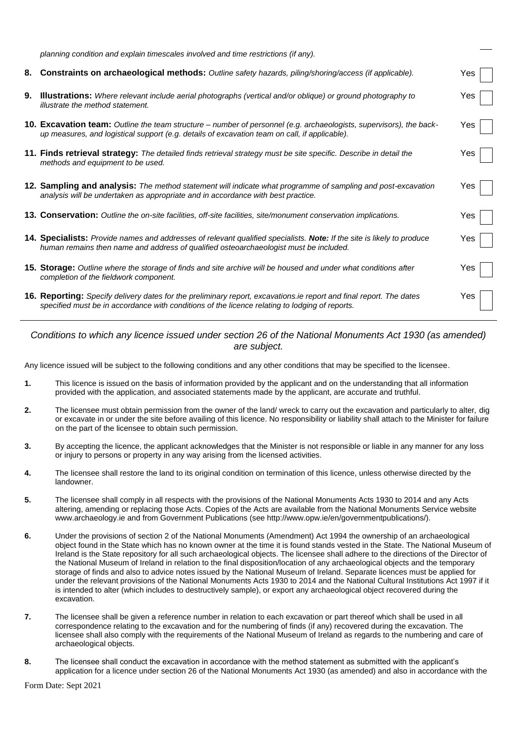*planning condition and explain timescales involved and time restrictions (if any).*

**8. Constraints on archaeological methods:** *Outline safety hazards, piling/shoring/access (if applicable).* Yes ☐

**9. Illustrations:** *Where relevant include aerial photographs (vertical and/or oblique) or ground photography to illustrate the method statement.* Yes ☐

**10. Excavation team:** *Outline the team structure – number of personnel (e.g. archaeologists, supervisors), the back-up measures, and logistical support (e.g. details of excavation team on call, if applicable).* Yes ☐

**11. Finds retrieval strategy:** *The detailed finds retrieval strategy must be site specific. Describe in detail the methods and equipment to be used.* Yes ☐

**12. Sampling and analysis:** *The method statement will indicate what programme of sampling and post-excavation analysis will be undertaken as appropriate and in accordance with best practice.* Yes ☐

**13. Conservation:** *Outline the on-site facilities, off-site facilities, site/monument conservation implications.* Yes ☐

**14. Specialists:** *Provide names and addresses of relevant qualified specialists.* ***Note:*** *If the site is likely to produce human remains then name and address of qualified osteoarchaeologist must be included.* Yes ☐

**15. Storage:** *Outline where the storage of finds and site archive will be housed and under what conditions after completion of the fieldwork component.* Yes ☐

**16. Reporting:** *Specify delivery dates for the preliminary report, excavations.ie report and final report. The dates specified must be in accordance with conditions of the licence relating to lodging of reports.* Yes ☐

---

## *Conditions to which any licence issued under section 26 of the National Monuments Act 1930 (as amended) are subject.*

Any licence issued will be subject to the following conditions and any other conditions that may be specified to the licensee.

**1.** This licence is issued on the basis of information provided by the applicant and on the understanding that all information provided with the application, and associated statements made by the applicant, are accurate and truthful.

**2.** The licensee must obtain permission from the owner of the land/ wreck to carry out the excavation and particularly to alter, dig or excavate in or under the site before availing of this licence. No responsibility or liability shall attach to the Minister for failure on the part of the licensee to obtain such permission.

**3.** By accepting the licence, the applicant acknowledges that the Minister is not responsible or liable in any manner for any loss or injury to persons or property in any way arising from the licensed activities.

**4.** The licensee shall restore the land to its original condition on termination of this licence, unless otherwise directed by the landowner.

**5.** The licensee shall comply in all respects with the provisions of the National Monuments Acts 1930 to 2014 and any Acts altering, amending or replacing those Acts. Copies of the Acts are available from the National Monuments Service website www.archaeology.ie and from Government Publications (see http://www.opw.ie/en/governmentpublications/).

**6.** Under the provisions of section 2 of the National Monuments (Amendment) Act 1994 the ownership of an archaeological object found in the State which has no known owner at the time it is found stands vested in the State. The National Museum of Ireland is the State repository for all such archaeological objects. The licensee shall adhere to the directions of the Director of the National Museum of Ireland in relation to the final disposition/location of any archaeological objects and the temporary storage of finds and also to advice notes issued by the National Museum of Ireland. Separate licences must be applied for under the relevant provisions of the National Monuments Acts 1930 to 2014 and the National Cultural Institutions Act 1997 if it is intended to alter (which includes to destructively sample), or export any archaeological object recovered during the excavation.

**7.** The licensee shall be given a reference number in relation to each excavation or part thereof which shall be used in all correspondence relating to the excavation and for the numbering of finds (if any) recovered during the excavation. The licensee shall also comply with the requirements of the National Museum of Ireland as regards to the numbering and care of archaeological objects.

**8.** The licensee shall conduct the excavation in accordance with the method statement as submitted with the applicant's application for a licence under section 26 of the National Monuments Act 1930 (as amended) and also in accordance with the

Form Date: Sept 2021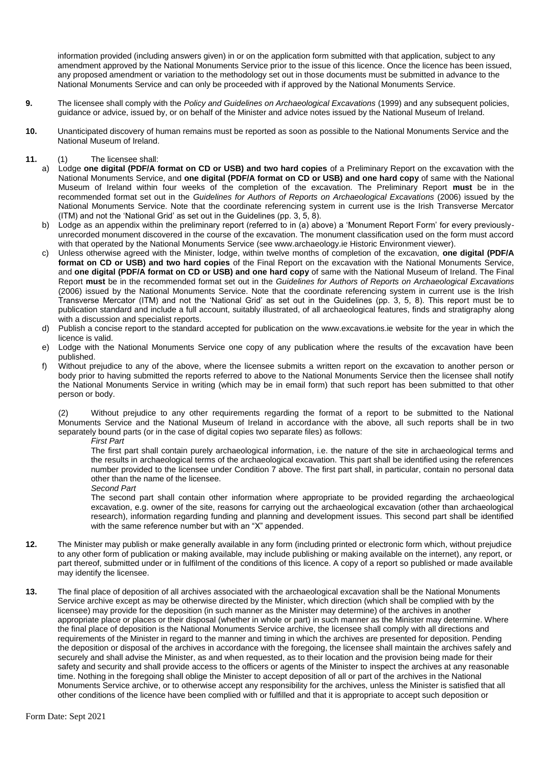information provided (including answers given) in or on the application form submitted with that application, subject to any amendment approved by the National Monuments Service prior to the issue of this licence. Once the licence has been issued, any proposed amendment or variation to the methodology set out in those documents must be submitted in advance to the National Monuments Service and can only be proceeded with if approved by the National Monuments Service.

**9.** The licensee shall comply with the *Policy and Guidelines on Archaeological Excavations* (1999) and any subsequent policies, guidance or advice, issued by, or on behalf of the Minister and advice notes issued by the National Museum of Ireland.

**10.** Unanticipated discovery of human remains must be reported as soon as possible to the National Monuments Service and the National Museum of Ireland.

**11.** (1) The licensee shall:

a) Lodge **one digital (PDF/A format on CD or USB) and two hard copies** of a Preliminary Report on the excavation with the National Monuments Service, and **one digital (PDF/A format on CD or USB) and one hard copy** of same with the National Museum of Ireland within four weeks of the completion of the excavation. The Preliminary Report **must** be in the recommended format set out in the *Guidelines for Authors of Reports on Archaeological Excavations* (2006) issued by the National Monuments Service. Note that the coordinate referencing system in current use is the Irish Transverse Mercator (ITM) and not the 'National Grid' as set out in the Guidelines (pp. 3, 5, 8).

b) Lodge as an appendix within the preliminary report (referred to in (a) above) a 'Monument Report Form' for every previously-unrecorded monument discovered in the course of the excavation. The monument classification used on the form must accord with that operated by the National Monuments Service (see www.archaeology.ie Historic Environment viewer).

c) Unless otherwise agreed with the Minister, lodge, within twelve months of completion of the excavation, **one digital (PDF/A format on CD or USB) and two hard copies** of the Final Report on the excavation with the National Monuments Service, and **one digital (PDF/A format on CD or USB) and one hard copy** of same with the National Museum of Ireland. The Final Report **must** be in the recommended format set out in the *Guidelines for Authors of Reports on Archaeological Excavations* (2006) issued by the National Monuments Service. Note that the coordinate referencing system in current use is the Irish Transverse Mercator (ITM) and not the 'National Grid' as set out in the Guidelines (pp. 3, 5, 8). This report must be to publication standard and include a full account, suitably illustrated, of all archaeological features, finds and stratigraphy along with a discussion and specialist reports.

d) Publish a concise report to the standard accepted for publication on the www.excavations.ie website for the year in which the licence is valid.

e) Lodge with the National Monuments Service one copy of any publication where the results of the excavation have been published.

f) Without prejudice to any of the above, where the licensee submits a written report on the excavation to another person or body prior to having submitted the reports referred to above to the National Monuments Service then the licensee shall notify the National Monuments Service in writing (which may be in email form) that such report has been submitted to that other person or body.

(2) Without prejudice to any other requirements regarding the format of a report to be submitted to the National Monuments Service and the National Museum of Ireland in accordance with the above, all such reports shall be in two separately bound parts (or in the case of digital copies two separate files) as follows:

*First Part*

The first part shall contain purely archaeological information, i.e. the nature of the site in archaeological terms and the results in archaeological terms of the archaeological excavation. This part shall be identified using the references number provided to the licensee under Condition 7 above. The first part shall, in particular, contain no personal data other than the name of the licensee.

*Second Part*

The second part shall contain other information where appropriate to be provided regarding the archaeological excavation, e.g. owner of the site, reasons for carrying out the archaeological excavation (other than archaeological research), information regarding funding and planning and development issues. This second part shall be identified with the same reference number but with an "X" appended.

**12.** The Minister may publish or make generally available in any form (including printed or electronic form which, without prejudice to any other form of publication or making available, may include publishing or making available on the internet), any report, or part thereof, submitted under or in fulfilment of the conditions of this licence. A copy of a report so published or made available may identify the licensee.

**13.** The final place of deposition of all archives associated with the archaeological excavation shall be the National Monuments Service archive except as may be otherwise directed by the Minister, which direction (which shall be complied with by the licensee) may provide for the deposition (in such manner as the Minister may determine) of the archives in another appropriate place or places or their disposal (whether in whole or part) in such manner as the Minister may determine. Where the final place of deposition is the National Monuments Service archive, the licensee shall comply with all directions and requirements of the Minister in regard to the manner and timing in which the archives are presented for deposition. Pending the deposition or disposal of the archives in accordance with the foregoing, the licensee shall maintain the archives safely and securely and shall advise the Minister, as and when requested, as to their location and the provision being made for their safety and security and shall provide access to the officers or agents of the Minister to inspect the archives at any reasonable time. Nothing in the foregoing shall oblige the Minister to accept deposition of all or part of the archives in the National Monuments Service archive, or to otherwise accept any responsibility for the archives, unless the Minister is satisfied that all other conditions of the licence have been complied with or fulfilled and that it is appropriate to accept such deposition or

Form Date: Sept 2021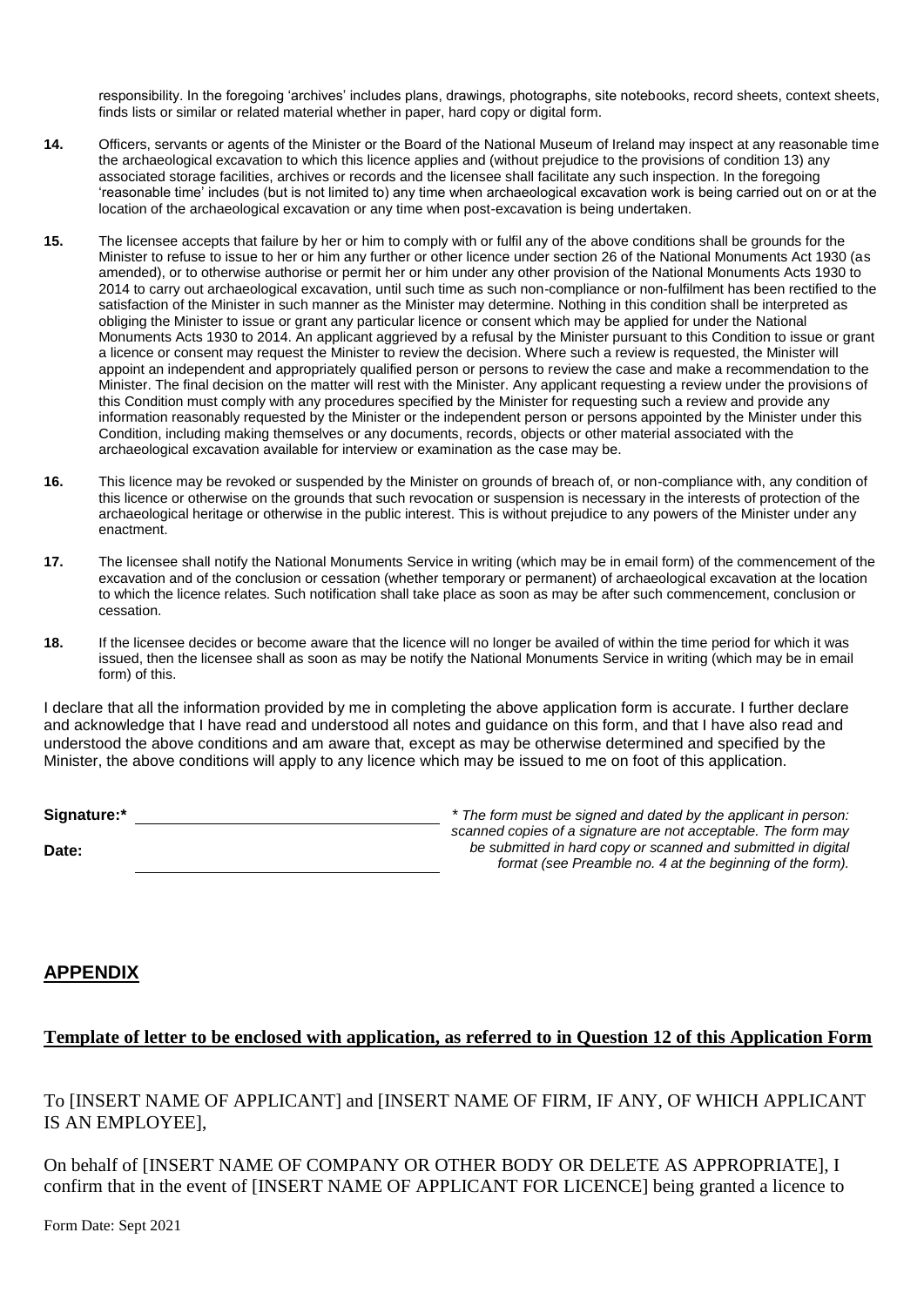responsibility. In the foregoing 'archives' includes plans, drawings, photographs, site notebooks, record sheets, context sheets, finds lists or similar or related material whether in paper, hard copy or digital form.

**14.** Officers, servants or agents of the Minister or the Board of the National Museum of Ireland may inspect at any reasonable time the archaeological excavation to which this licence applies and (without prejudice to the provisions of condition 13) any associated storage facilities, archives or records and the licensee shall facilitate any such inspection. In the foregoing 'reasonable time' includes (but is not limited to) any time when archaeological excavation work is being carried out on or at the location of the archaeological excavation or any time when post-excavation is being undertaken.

**15.** The licensee accepts that failure by her or him to comply with or fulfil any of the above conditions shall be grounds for the Minister to refuse to issue to her or him any further or other licence under section 26 of the National Monuments Act 1930 (as amended), or to otherwise authorise or permit her or him under any other provision of the National Monuments Acts 1930 to 2014 to carry out archaeological excavation, until such time as such non-compliance or non-fulfilment has been rectified to the satisfaction of the Minister in such manner as the Minister may determine. Nothing in this condition shall be interpreted as obliging the Minister to issue or grant any particular licence or consent which may be applied for under the National Monuments Acts 1930 to 2014. An applicant aggrieved by a refusal by the Minister pursuant to this Condition to issue or grant a licence or consent may request the Minister to review the decision. Where such a review is requested, the Minister will appoint an independent and appropriately qualified person or persons to review the case and make a recommendation to the Minister. The final decision on the matter will rest with the Minister. Any applicant requesting a review under the provisions of this Condition must comply with any procedures specified by the Minister for requesting such a review and provide any information reasonably requested by the Minister or the independent person or persons appointed by the Minister under this Condition, including making themselves or any documents, records, objects or other material associated with the archaeological excavation available for interview or examination as the case may be.

**16.** This licence may be revoked or suspended by the Minister on grounds of breach of, or non-compliance with, any condition of this licence or otherwise on the grounds that such revocation or suspension is necessary in the interests of protection of the archaeological heritage or otherwise in the public interest. This is without prejudice to any powers of the Minister under any enactment.

**17.** The licensee shall notify the National Monuments Service in writing (which may be in email form) of the commencement of the excavation and of the conclusion or cessation (whether temporary or permanent) of archaeological excavation at the location to which the licence relates. Such notification shall take place as soon as may be after such commencement, conclusion or cessation.

**18.** If the licensee decides or become aware that the licence will no longer be availed of within the time period for which it was issued, then the licensee shall as soon as may be notify the National Monuments Service in writing (which may be in email form) of this.

I declare that all the information provided by me in completing the above application form is accurate. I further declare and acknowledge that I have read and understood all notes and guidance on this form, and that I have also read and understood the above conditions and am aware that, except as may be otherwise determined and specified by the Minister, the above conditions will apply to any licence which may be issued to me on foot of this application.

**Signature:*** \_\_\_\_\_\_\_\_\_\_\_\_\_\_\_\_\_\_\_\_\_\_\_\_\_\_\_\_\_\_

**Date:** \_\_\_\_\_\_\_\_\_\_\_\_\_\_\_\_\_\_\_\_\_\_\_\_\_\_\_\_\_\_

*\* The form must be signed and dated by the applicant in person: scanned copies of a signature are not acceptable. The form may be submitted in hard copy or scanned and submitted in digital format (see Preamble no. 4 at the beginning of the form).*

## APPENDIX

### Template of letter to be enclosed with application, as referred to in Question 12 of this Application Form

To [INSERT NAME OF APPLICANT] and [INSERT NAME OF FIRM, IF ANY, OF WHICH APPLICANT IS AN EMPLOYEE],

On behalf of [INSERT NAME OF COMPANY OR OTHER BODY OR DELETE AS APPROPRIATE], I confirm that in the event of [INSERT NAME OF APPLICANT FOR LICENCE] being granted a licence to

Form Date: Sept 2021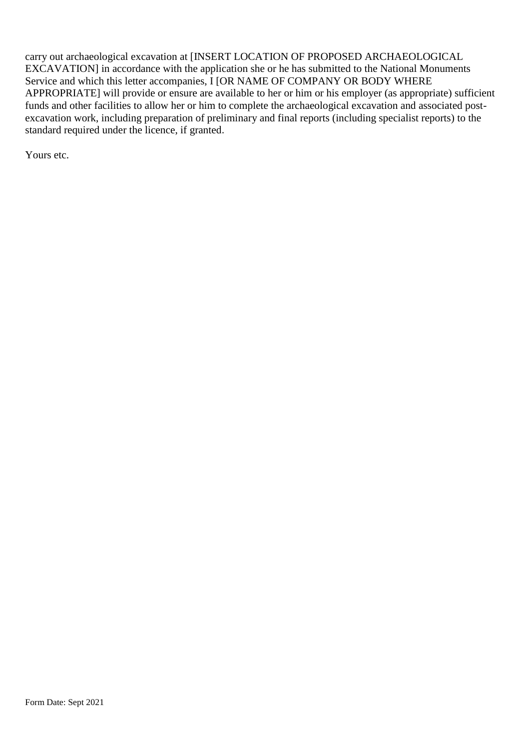carry out archaeological excavation at [INSERT LOCATION OF PROPOSED ARCHAEOLOGICAL EXCAVATION] in accordance with the application she or he has submitted to the National Monuments Service and which this letter accompanies, I [OR NAME OF COMPANY OR BODY WHERE APPROPRIATE] will provide or ensure are available to her or him or his employer (as appropriate) sufficient funds and other facilities to allow her or him to complete the archaeological excavation and associated post-excavation work, including preparation of preliminary and final reports (including specialist reports) to the standard required under the licence, if granted.

Yours etc.

Form Date: Sept 2021